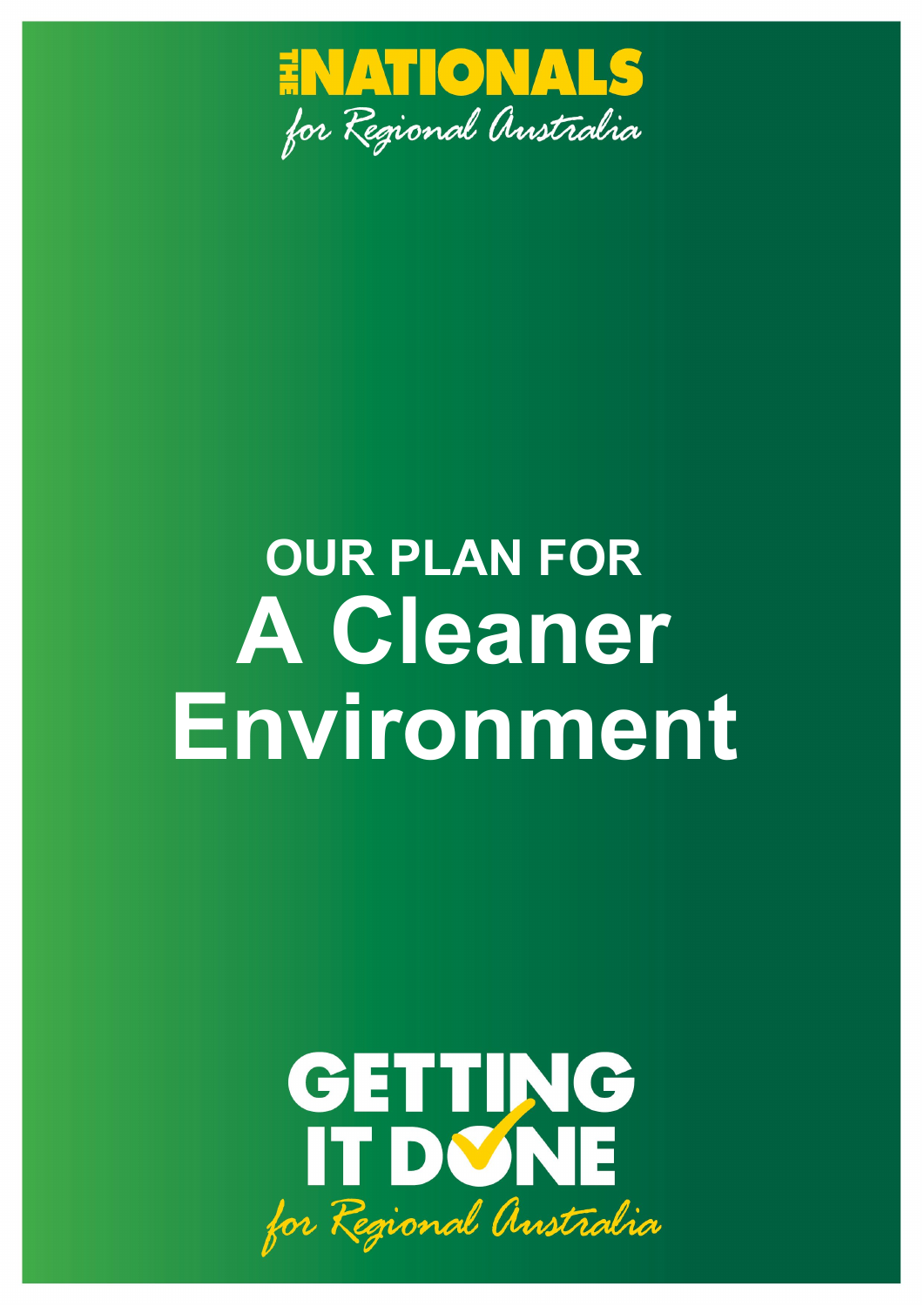THE NATIONALS

*for Regional Australia*

# OUR PLAN FOR A Cleaner Environment

GETTING IT DONE

*for Regional Australia*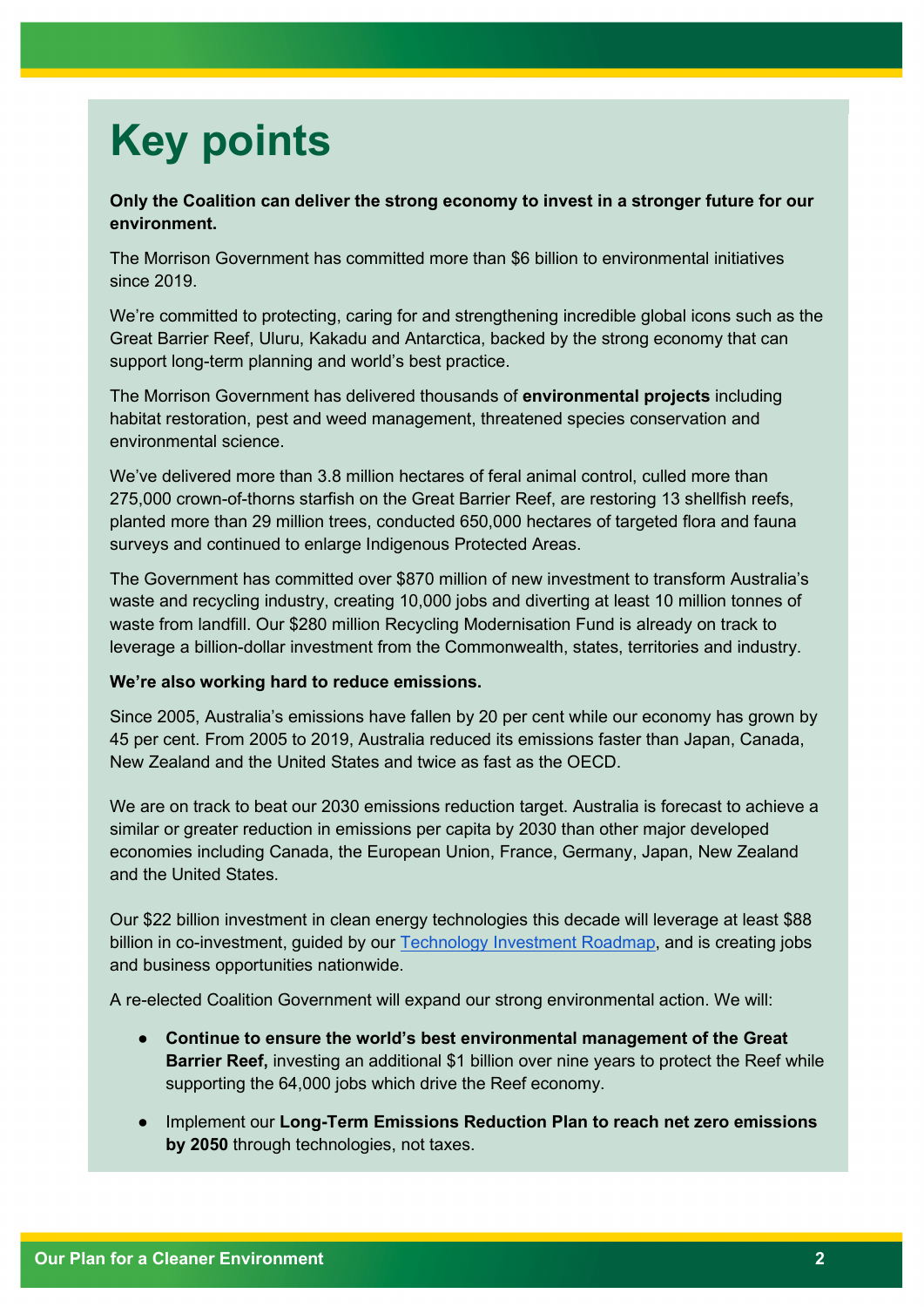# Key points

**Only the Coalition can deliver the strong economy to invest in a stronger future for our environment.**

The Morrison Government has committed more than $6 billion to environmental initiatives since 2019.

We're committed to protecting, caring for and strengthening incredible global icons such as the Great Barrier Reef, Uluru, Kakadu and Antarctica, backed by the strong economy that can support long-term planning and world's best practice.

The Morrison Government has delivered thousands of **environmental projects** including habitat restoration, pest and weed management, threatened species conservation and environmental science.

We've delivered more than 3.8 million hectares of feral animal control, culled more than 275,000 crown-of-thorns starfish on the Great Barrier Reef, are restoring 13 shellfish reefs, planted more than 29 million trees, conducted 650,000 hectares of targeted flora and fauna surveys and continued to enlarge Indigenous Protected Areas.

The Government has committed over $870 million of new investment to transform Australia's waste and recycling industry, creating 10,000 jobs and diverting at least 10 million tonnes of waste from landfill. Our $280 million Recycling Modernisation Fund is already on track to leverage a billion-dollar investment from the Commonwealth, states, territories and industry.

**We're also working hard to reduce emissions.**

Since 2005, Australia's emissions have fallen by 20 per cent while our economy has grown by 45 per cent. From 2005 to 2019, Australia reduced its emissions faster than Japan, Canada, New Zealand and the United States and twice as fast as the OECD.

We are on track to beat our 2030 emissions reduction target. Australia is forecast to achieve a similar or greater reduction in emissions per capita by 2030 than other major developed economies including Canada, the European Union, France, Germany, Japan, New Zealand and the United States.

Our $22 billion investment in clean energy technologies this decade will leverage at least $88 billion in co-investment, guided by our Technology Investment Roadmap, and is creating jobs and business opportunities nationwide.

A re-elected Coalition Government will expand our strong environmental action. We will:

- **Continue to ensure the world's best environmental management of the Great Barrier Reef,** investing an additional $1 billion over nine years to protect the Reef while supporting the 64,000 jobs which drive the Reef economy.
- Implement our **Long-Term Emissions Reduction Plan to reach net zero emissions by 2050** through technologies, not taxes.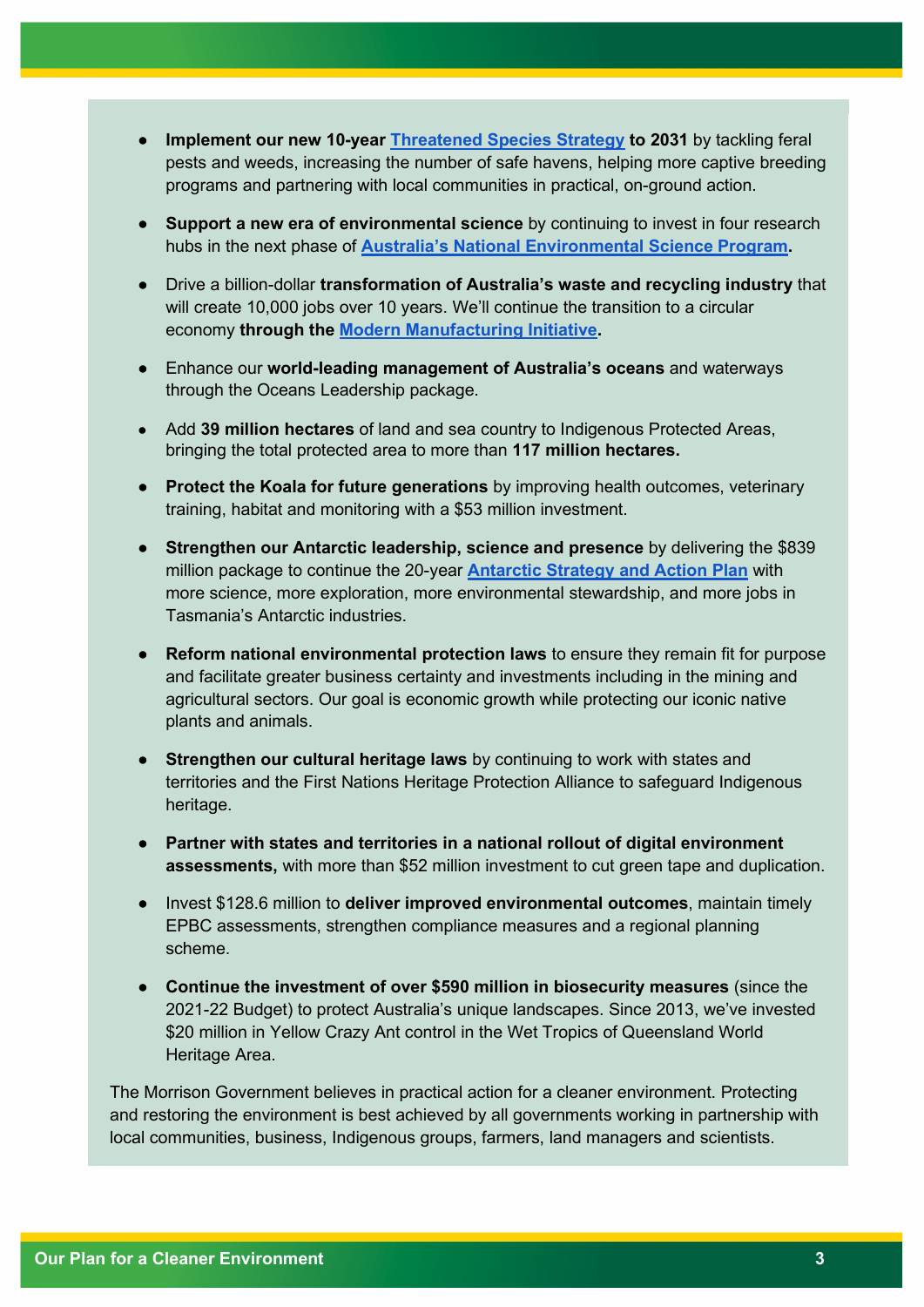- **Implement our new 10-year Threatened Species Strategy to 2031** by tackling feral pests and weeds, increasing the number of safe havens, helping more captive breeding programs and partnering with local communities in practical, on-ground action.

- **Support a new era of environmental science** by continuing to invest in four research hubs in the next phase of **Australia's National Environmental Science Program.**

- Drive a billion-dollar **transformation of Australia's waste and recycling industry** that will create 10,000 jobs over 10 years. We'll continue the transition to a circular economy **through the Modern Manufacturing Initiative.**

- Enhance our **world-leading management of Australia's oceans** and waterways through the Oceans Leadership package.

- Add **39 million hectares** of land and sea country to Indigenous Protected Areas, bringing the total protected area to more than **117 million hectares.**

- **Protect the Koala for future generations** by improving health outcomes, veterinary training, habitat and monitoring with a $53 million investment.

- **Strengthen our Antarctic leadership, science and presence** by delivering the $839 million package to continue the 20-year **Antarctic Strategy and Action Plan** with more science, more exploration, more environmental stewardship, and more jobs in Tasmania's Antarctic industries.

- **Reform national environmental protection laws** to ensure they remain fit for purpose and facilitate greater business certainty and investments including in the mining and agricultural sectors. Our goal is economic growth while protecting our iconic native plants and animals.

- **Strengthen our cultural heritage laws** by continuing to work with states and territories and the First Nations Heritage Protection Alliance to safeguard Indigenous heritage.

- **Partner with states and territories in a national rollout of digital environment assessments,** with more than $52 million investment to cut green tape and duplication.

- Invest $128.6 million to **deliver improved environmental outcomes**, maintain timely EPBC assessments, strengthen compliance measures and a regional planning scheme.

- **Continue the investment of over $590 million in biosecurity measures** (since the 2021-22 Budget) to protect Australia's unique landscapes. Since 2013, we've invested $20 million in Yellow Crazy Ant control in the Wet Tropics of Queensland World Heritage Area.

The Morrison Government believes in practical action for a cleaner environment. Protecting and restoring the environment is best achieved by all governments working in partnership with local communities, business, Indigenous groups, farmers, land managers and scientists.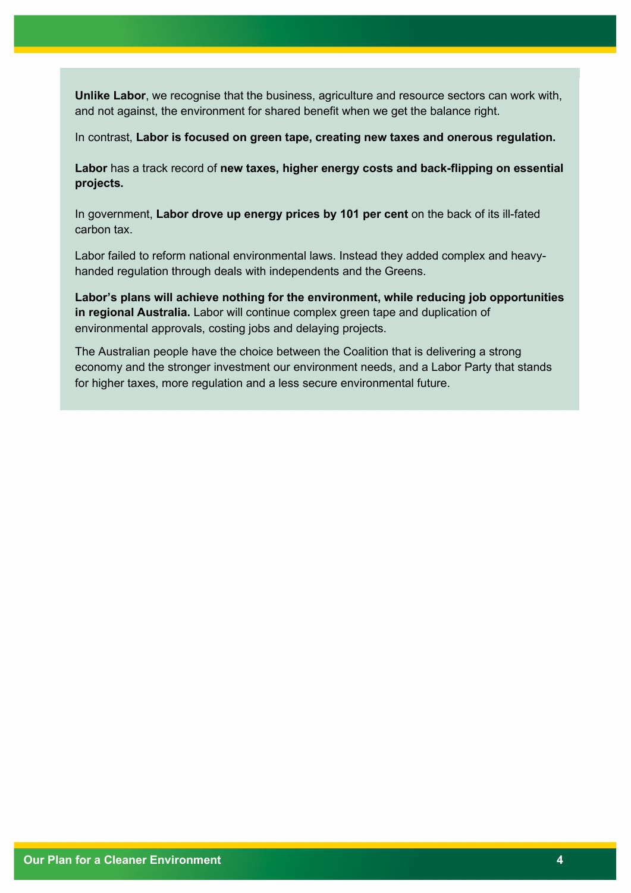**Unlike Labor**, we recognise that the business, agriculture and resource sectors can work with, and not against, the environment for shared benefit when we get the balance right.

In contrast, **Labor is focused on green tape, creating new taxes and onerous regulation.**

**Labor** has a track record of **new taxes, higher energy costs and back-flipping on essential projects.**

In government, **Labor drove up energy prices by 101 per cent** on the back of its ill-fated carbon tax.

Labor failed to reform national environmental laws. Instead they added complex and heavy-handed regulation through deals with independents and the Greens.

**Labor's plans will achieve nothing for the environment, while reducing job opportunities in regional Australia.** Labor will continue complex green tape and duplication of environmental approvals, costing jobs and delaying projects.

The Australian people have the choice between the Coalition that is delivering a strong economy and the stronger investment our environment needs, and a Labor Party that stands for higher taxes, more regulation and a less secure environmental future.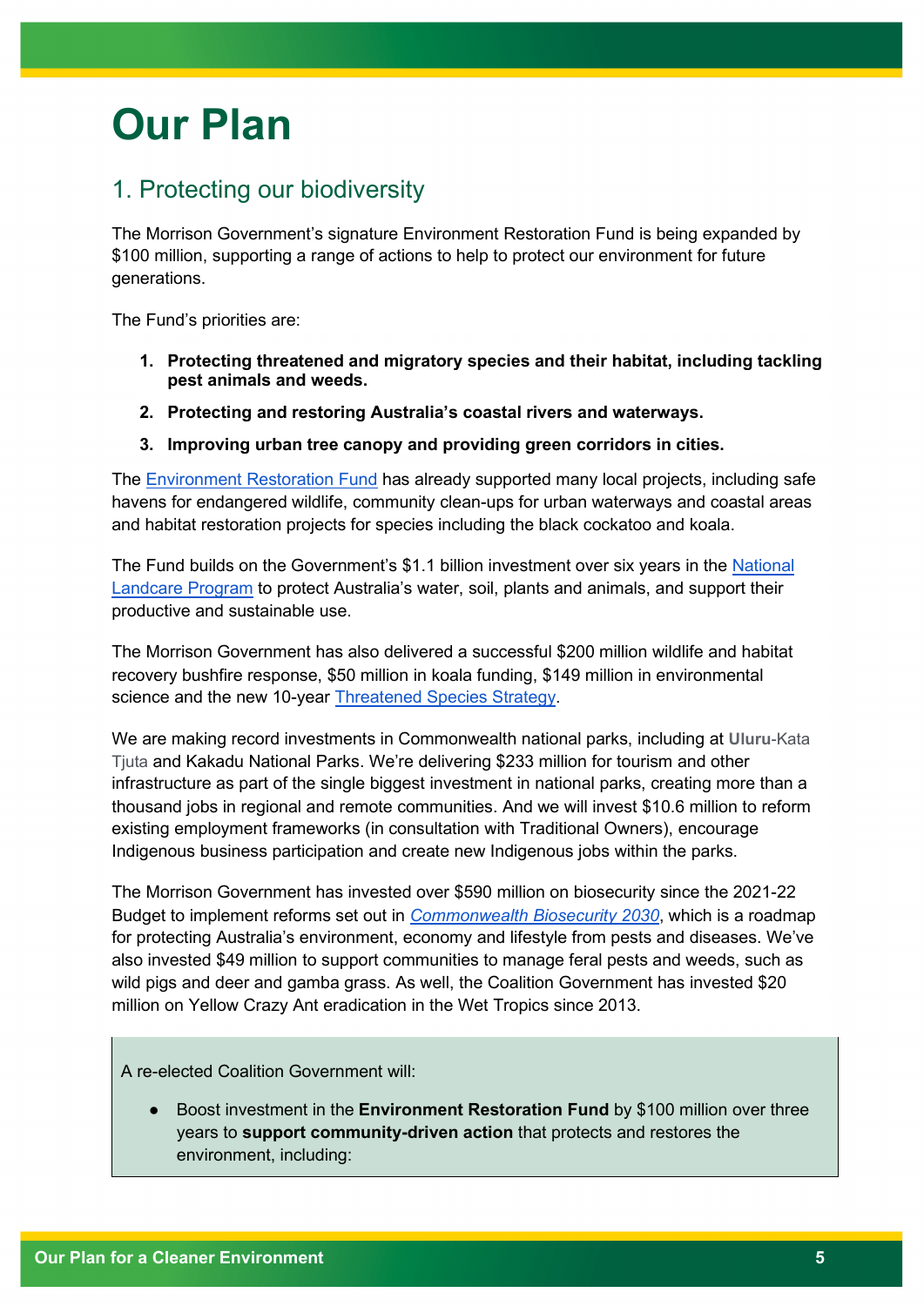# Our Plan

## 1. Protecting our biodiversity

The Morrison Government's signature Environment Restoration Fund is being expanded by $100 million, supporting a range of actions to help to protect our environment for future generations.

The Fund's priorities are:

1. **Protecting threatened and migratory species and their habitat, including tackling pest animals and weeds.**
2. **Protecting and restoring Australia's coastal rivers and waterways.**
3. **Improving urban tree canopy and providing green corridors in cities.**

The Environment Restoration Fund has already supported many local projects, including safe havens for endangered wildlife, community clean-ups for urban waterways and coastal areas and habitat restoration projects for species including the black cockatoo and koala.

The Fund builds on the Government's $1.1 billion investment over six years in the National Landcare Program to protect Australia's water, soil, plants and animals, and support their productive and sustainable use.

The Morrison Government has also delivered a successful $200 million wildlife and habitat recovery bushfire response, $50 million in koala funding, $149 million in environmental science and the new 10-year Threatened Species Strategy.

We are making record investments in Commonwealth national parks, including at Uluru-Kata Tjuta and Kakadu National Parks. We're delivering $233 million for tourism and other infrastructure as part of the single biggest investment in national parks, creating more than a thousand jobs in regional and remote communities. And we will invest $10.6 million to reform existing employment frameworks (in consultation with Traditional Owners), encourage Indigenous business participation and create new Indigenous jobs within the parks.

The Morrison Government has invested over $590 million on biosecurity since the 2021-22 Budget to implement reforms set out in *Commonwealth Biosecurity 2030*, which is a roadmap for protecting Australia's environment, economy and lifestyle from pests and diseases. We've also invested $49 million to support communities to manage feral pests and weeds, such as wild pigs and deer and gamba grass. As well, the Coalition Government has invested $20 million on Yellow Crazy Ant eradication in the Wet Tropics since 2013.

A re-elected Coalition Government will:

- Boost investment in the **Environment Restoration Fund** by $100 million over three years to **support community-driven action** that protects and restores the environment, including: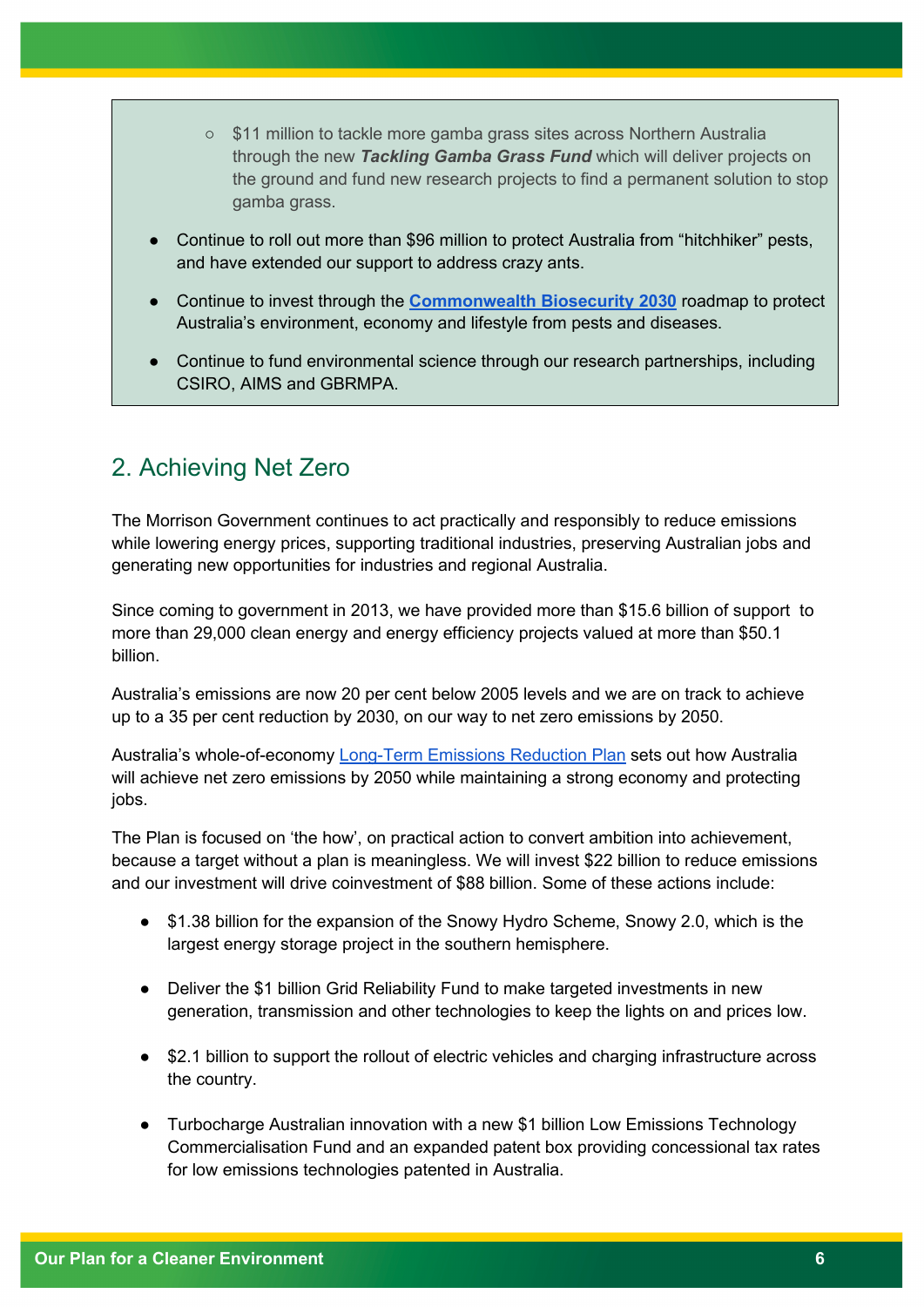- $11 million to tackle more gamba grass sites across Northern Australia through the new ***Tackling Gamba Grass Fund*** which will deliver projects on the ground and fund new research projects to find a permanent solution to stop gamba grass.

- Continue to roll out more than $96 million to protect Australia from "hitchhiker" pests, and have extended our support to address crazy ants.
- Continue to invest through the **Commonwealth Biosecurity 2030** roadmap to protect Australia's environment, economy and lifestyle from pests and diseases.
- Continue to fund environmental science through our research partnerships, including CSIRO, AIMS and GBRMPA.

## 2. Achieving Net Zero

The Morrison Government continues to act practically and responsibly to reduce emissions while lowering energy prices, supporting traditional industries, preserving Australian jobs and generating new opportunities for industries and regional Australia.

Since coming to government in 2013, we have provided more than $15.6 billion of support to more than 29,000 clean energy and energy efficiency projects valued at more than $50.1 billion.

Australia's emissions are now 20 per cent below 2005 levels and we are on track to achieve up to a 35 per cent reduction by 2030, on our way to net zero emissions by 2050.

Australia's whole-of-economy Long-Term Emissions Reduction Plan sets out how Australia will achieve net zero emissions by 2050 while maintaining a strong economy and protecting jobs.

The Plan is focused on 'the how', on practical action to convert ambition into achievement, because a target without a plan is meaningless. We will invest $22 billion to reduce emissions and our investment will drive coinvestment of $88 billion. Some of these actions include:

- $1.38 billion for the expansion of the Snowy Hydro Scheme, Snowy 2.0, which is the largest energy storage project in the southern hemisphere.
- Deliver the $1 billion Grid Reliability Fund to make targeted investments in new generation, transmission and other technologies to keep the lights on and prices low.
- $2.1 billion to support the rollout of electric vehicles and charging infrastructure across the country.
- Turbocharge Australian innovation with a new $1 billion Low Emissions Technology Commercialisation Fund and an expanded patent box providing concessional tax rates for low emissions technologies patented in Australia.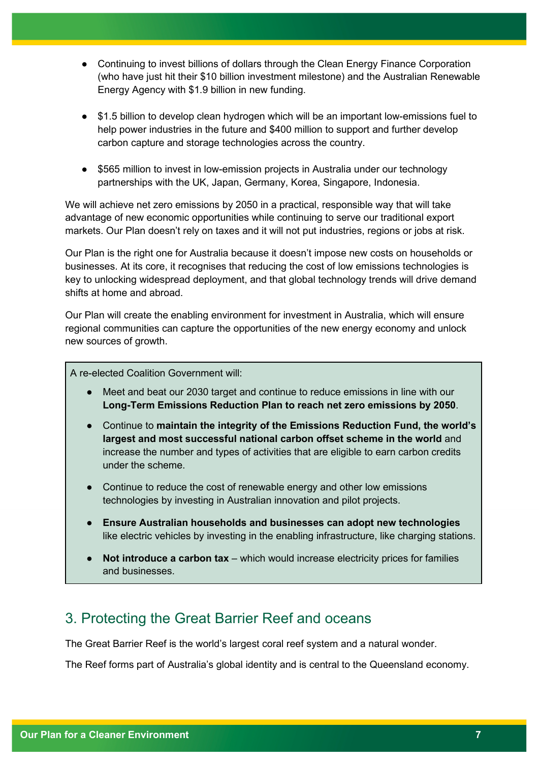- Continuing to invest billions of dollars through the Clean Energy Finance Corporation (who have just hit their $10 billion investment milestone) and the Australian Renewable Energy Agency with $1.9 billion in new funding.
- $1.5 billion to develop clean hydrogen which will be an important low-emissions fuel to help power industries in the future and $400 million to support and further develop carbon capture and storage technologies across the country.
- $565 million to invest in low-emission projects in Australia under our technology partnerships with the UK, Japan, Germany, Korea, Singapore, Indonesia.

We will achieve net zero emissions by 2050 in a practical, responsible way that will take advantage of new economic opportunities while continuing to serve our traditional export markets. Our Plan doesn't rely on taxes and it will not put industries, regions or jobs at risk.

Our Plan is the right one for Australia because it doesn't impose new costs on households or businesses. At its core, it recognises that reducing the cost of low emissions technologies is key to unlocking widespread deployment, and that global technology trends will drive demand shifts at home and abroad.

Our Plan will create the enabling environment for investment in Australia, which will ensure regional communities can capture the opportunities of the new energy economy and unlock new sources of growth.

A re-elected Coalition Government will:

- Meet and beat our 2030 target and continue to reduce emissions in line with our **Long-Term Emissions Reduction Plan to reach net zero emissions by 2050**.
- Continue to **maintain the integrity of the Emissions Reduction Fund, the world's largest and most successful national carbon offset scheme in the world** and increase the number and types of activities that are eligible to earn carbon credits under the scheme.
- Continue to reduce the cost of renewable energy and other low emissions technologies by investing in Australian innovation and pilot projects.
- **Ensure Australian households and businesses can adopt new technologies** like electric vehicles by investing in the enabling infrastructure, like charging stations.
- **Not introduce a carbon tax** – which would increase electricity prices for families and businesses.

## 3. Protecting the Great Barrier Reef and oceans

The Great Barrier Reef is the world's largest coral reef system and a natural wonder.

The Reef forms part of Australia's global identity and is central to the Queensland economy.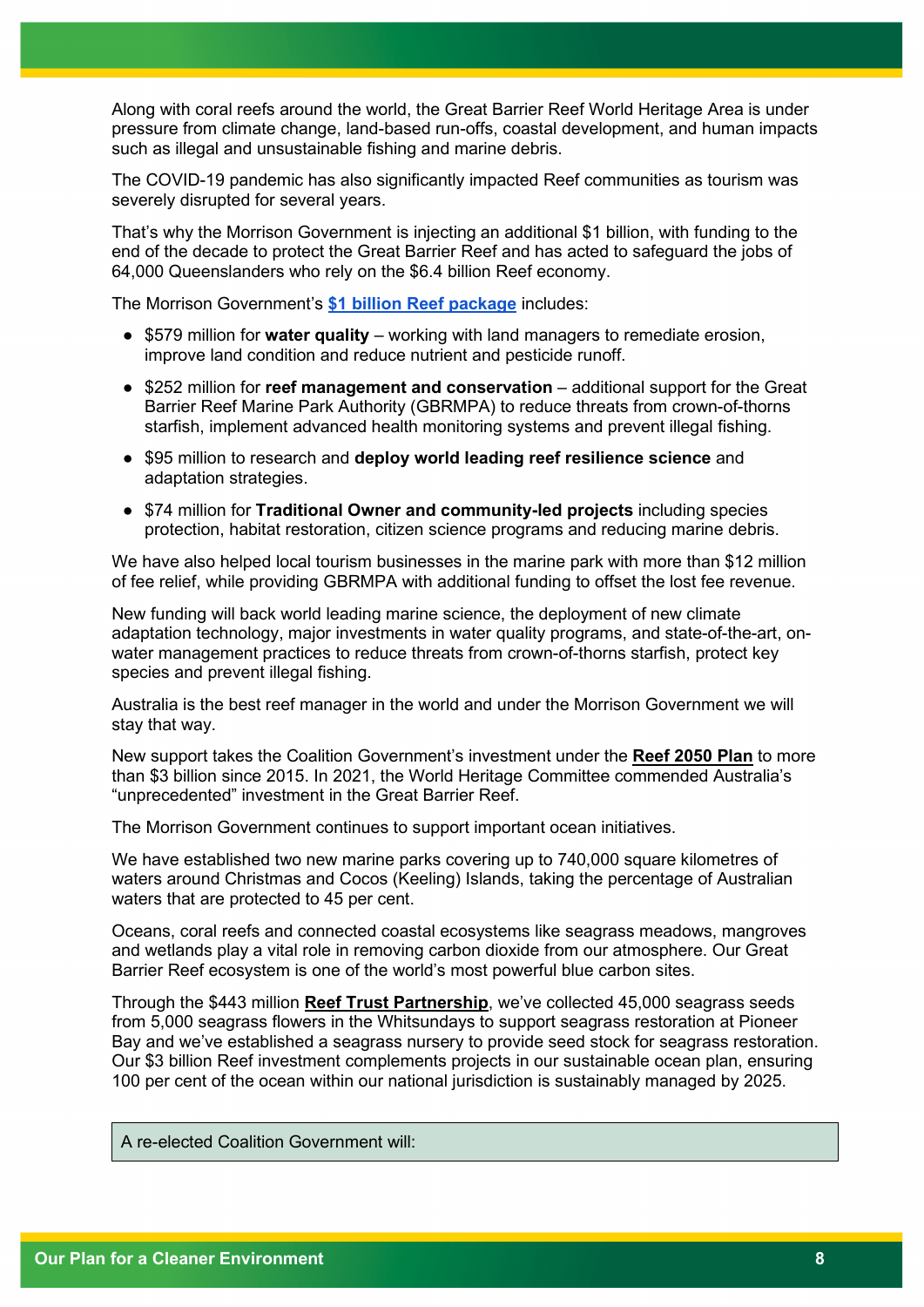Along with coral reefs around the world, the Great Barrier Reef World Heritage Area is under pressure from climate change, land-based run-offs, coastal development, and human impacts such as illegal and unsustainable fishing and marine debris.

The COVID-19 pandemic has also significantly impacted Reef communities as tourism was severely disrupted for several years.

That's why the Morrison Government is injecting an additional $1 billion, with funding to the end of the decade to protect the Great Barrier Reef and has acted to safeguard the jobs of 64,000 Queenslanders who rely on the $6.4 billion Reef economy.

The Morrison Government's **$1 billion Reef package** includes:

- $579 million for **water quality** – working with land managers to remediate erosion, improve land condition and reduce nutrient and pesticide runoff.
- $252 million for **reef management and conservation** – additional support for the Great Barrier Reef Marine Park Authority (GBRMPA) to reduce threats from crown-of-thorns starfish, implement advanced health monitoring systems and prevent illegal fishing.
- $95 million to research and **deploy world leading reef resilience science** and adaptation strategies.
- $74 million for **Traditional Owner and community-led projects** including species protection, habitat restoration, citizen science programs and reducing marine debris.

We have also helped local tourism businesses in the marine park with more than $12 million of fee relief, while providing GBRMPA with additional funding to offset the lost fee revenue.

New funding will back world leading marine science, the deployment of new climate adaptation technology, major investments in water quality programs, and state-of-the-art, on-water management practices to reduce threats from crown-of-thorns starfish, protect key species and prevent illegal fishing.

Australia is the best reef manager in the world and under the Morrison Government we will stay that way.

New support takes the Coalition Government's investment under the **Reef 2050 Plan** to more than $3 billion since 2015. In 2021, the World Heritage Committee commended Australia's "unprecedented" investment in the Great Barrier Reef.

The Morrison Government continues to support important ocean initiatives.

We have established two new marine parks covering up to 740,000 square kilometres of waters around Christmas and Cocos (Keeling) Islands, taking the percentage of Australian waters that are protected to 45 per cent.

Oceans, coral reefs and connected coastal ecosystems like seagrass meadows, mangroves and wetlands play a vital role in removing carbon dioxide from our atmosphere. Our Great Barrier Reef ecosystem is one of the world's most powerful blue carbon sites.

Through the $443 million **Reef Trust Partnership**, we've collected 45,000 seagrass seeds from 5,000 seagrass flowers in the Whitsundays to support seagrass restoration at Pioneer Bay and we've established a seagrass nursery to provide seed stock for seagrass restoration. Our $3 billion Reef investment complements projects in our sustainable ocean plan, ensuring 100 per cent of the ocean within our national jurisdiction is sustainably managed by 2025.

A re-elected Coalition Government will: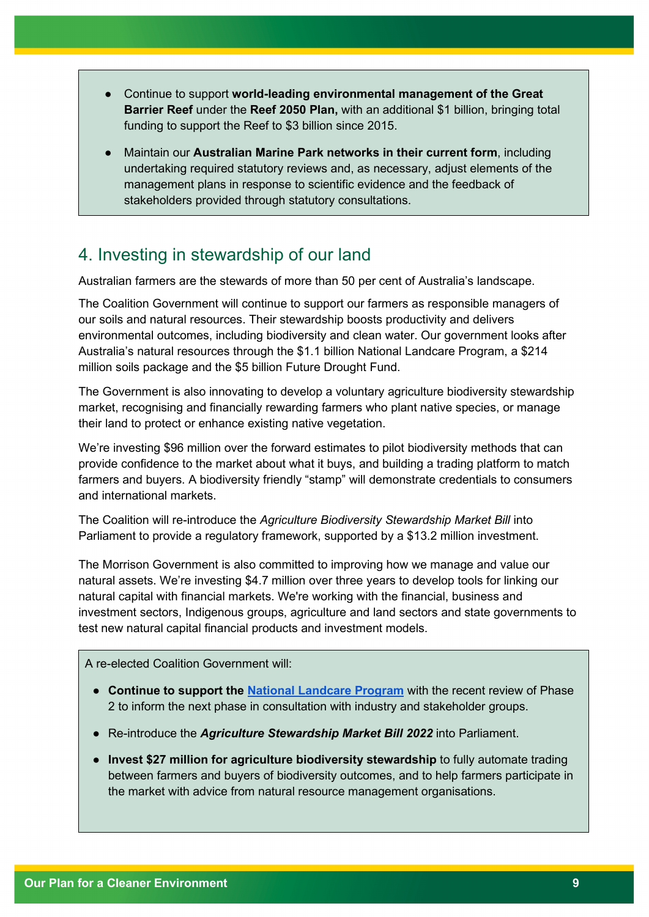- Continue to support **world-leading environmental management of the Great Barrier Reef** under the **Reef 2050 Plan,** with an additional $1 billion, bringing total funding to support the Reef to $3 billion since 2015.
- Maintain our **Australian Marine Park networks in their current form**, including undertaking required statutory reviews and, as necessary, adjust elements of the management plans in response to scientific evidence and the feedback of stakeholders provided through statutory consultations.

## 4. Investing in stewardship of our land

Australian farmers are the stewards of more than 50 per cent of Australia's landscape.

The Coalition Government will continue to support our farmers as responsible managers of our soils and natural resources. Their stewardship boosts productivity and delivers environmental outcomes, including biodiversity and clean water. Our government looks after Australia's natural resources through the $1.1 billion National Landcare Program, a $214 million soils package and the $5 billion Future Drought Fund.

The Government is also innovating to develop a voluntary agriculture biodiversity stewardship market, recognising and financially rewarding farmers who plant native species, or manage their land to protect or enhance existing native vegetation.

We're investing $96 million over the forward estimates to pilot biodiversity methods that can provide confidence to the market about what it buys, and building a trading platform to match farmers and buyers. A biodiversity friendly "stamp" will demonstrate credentials to consumers and international markets.

The Coalition will re-introduce the *Agriculture Biodiversity Stewardship Market Bill* into Parliament to provide a regulatory framework, supported by a $13.2 million investment.

The Morrison Government is also committed to improving how we manage and value our natural assets. We're investing $4.7 million over three years to develop tools for linking our natural capital with financial markets. We're working with the financial, business and investment sectors, Indigenous groups, agriculture and land sectors and state governments to test new natural capital financial products and investment models.

A re-elected Coalition Government will:

- **Continue to support the National Landcare Program** with the recent review of Phase 2 to inform the next phase in consultation with industry and stakeholder groups.
- Re-introduce the ***Agriculture Stewardship Market Bill 2022*** into Parliament.
- **Invest $27 million for agriculture biodiversity stewardship** to fully automate trading between farmers and buyers of biodiversity outcomes, and to help farmers participate in the market with advice from natural resource management organisations.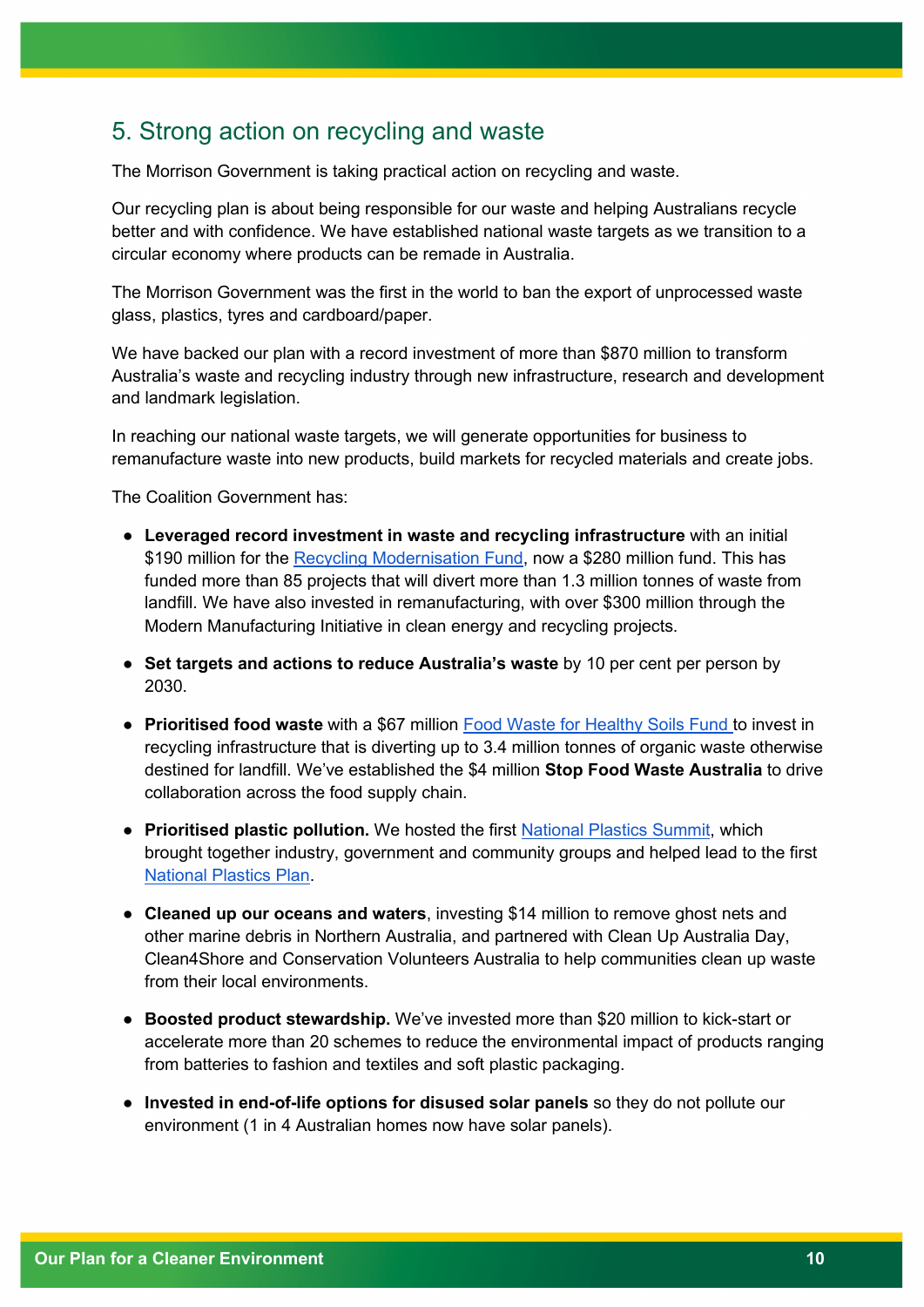## 5. Strong action on recycling and waste

The Morrison Government is taking practical action on recycling and waste.

Our recycling plan is about being responsible for our waste and helping Australians recycle better and with confidence. We have established national waste targets as we transition to a circular economy where products can be remade in Australia.

The Morrison Government was the first in the world to ban the export of unprocessed waste glass, plastics, tyres and cardboard/paper.

We have backed our plan with a record investment of more than $870 million to transform Australia's waste and recycling industry through new infrastructure, research and development and landmark legislation.

In reaching our national waste targets, we will generate opportunities for business to remanufacture waste into new products, build markets for recycled materials and create jobs.

The Coalition Government has:

- **Leveraged record investment in waste and recycling infrastructure** with an initial $190 million for the Recycling Modernisation Fund, now a $280 million fund. This has funded more than 85 projects that will divert more than 1.3 million tonnes of waste from landfill. We have also invested in remanufacturing, with over $300 million through the Modern Manufacturing Initiative in clean energy and recycling projects.
- **Set targets and actions to reduce Australia's waste** by 10 per cent per person by 2030.
- **Prioritised food waste** with a $67 million Food Waste for Healthy Soils Fund to invest in recycling infrastructure that is diverting up to 3.4 million tonnes of organic waste otherwise destined for landfill. We've established the $4 million **Stop Food Waste Australia** to drive collaboration across the food supply chain.
- **Prioritised plastic pollution.** We hosted the first National Plastics Summit, which brought together industry, government and community groups and helped lead to the first National Plastics Plan.
- **Cleaned up our oceans and waters**, investing $14 million to remove ghost nets and other marine debris in Northern Australia, and partnered with Clean Up Australia Day, Clean4Shore and Conservation Volunteers Australia to help communities clean up waste from their local environments.
- **Boosted product stewardship.** We've invested more than $20 million to kick-start or accelerate more than 20 schemes to reduce the environmental impact of products ranging from batteries to fashion and textiles and soft plastic packaging.
- **Invested in end-of-life options for disused solar panels** so they do not pollute our environment (1 in 4 Australian homes now have solar panels).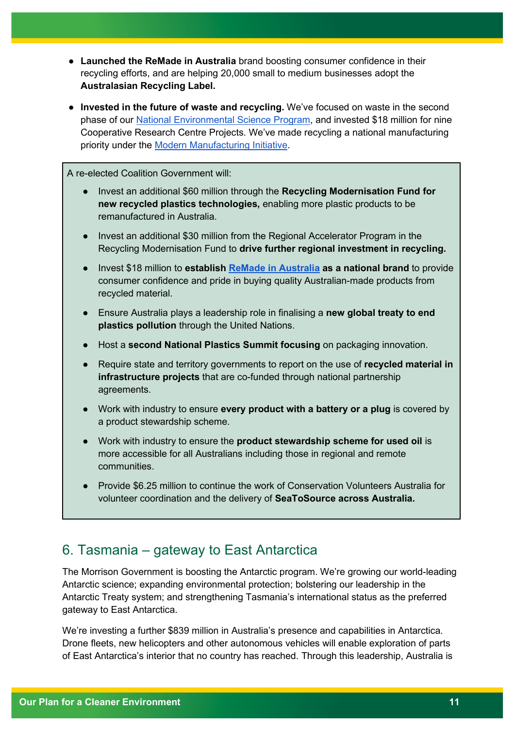- **Launched the ReMade in Australia** brand boosting consumer confidence in their recycling efforts, and are helping 20,000 small to medium businesses adopt the **Australasian Recycling Label.**

- **Invested in the future of waste and recycling.** We've focused on waste in the second phase of our National Environmental Science Program, and invested $18 million for nine Cooperative Research Centre Projects. We've made recycling a national manufacturing priority under the Modern Manufacturing Initiative.

A re-elected Coalition Government will:

- Invest an additional $60 million through the **Recycling Modernisation Fund for new recycled plastics technologies,** enabling more plastic products to be remanufactured in Australia.
- Invest an additional $30 million from the Regional Accelerator Program in the Recycling Modernisation Fund to **drive further regional investment in recycling.**
- Invest $18 million to **establish ReMade in Australia as a national brand** to provide consumer confidence and pride in buying quality Australian-made products from recycled material.
- Ensure Australia plays a leadership role in finalising a **new global treaty to end plastics pollution** through the United Nations.
- Host a **second National Plastics Summit focusing** on packaging innovation.
- Require state and territory governments to report on the use of **recycled material in infrastructure projects** that are co-funded through national partnership agreements.
- Work with industry to ensure **every product with a battery or a plug** is covered by a product stewardship scheme.
- Work with industry to ensure the **product stewardship scheme for used oil** is more accessible for all Australians including those in regional and remote communities.
- Provide $6.25 million to continue the work of Conservation Volunteers Australia for volunteer coordination and the delivery of **SeaToSource across Australia.**

## 6. Tasmania – gateway to East Antarctica

The Morrison Government is boosting the Antarctic program. We're growing our world-leading Antarctic science; expanding environmental protection; bolstering our leadership in the Antarctic Treaty system; and strengthening Tasmania's international status as the preferred gateway to East Antarctica.

We're investing a further $839 million in Australia's presence and capabilities in Antarctica. Drone fleets, new helicopters and other autonomous vehicles will enable exploration of parts of East Antarctica's interior that no country has reached. Through this leadership, Australia is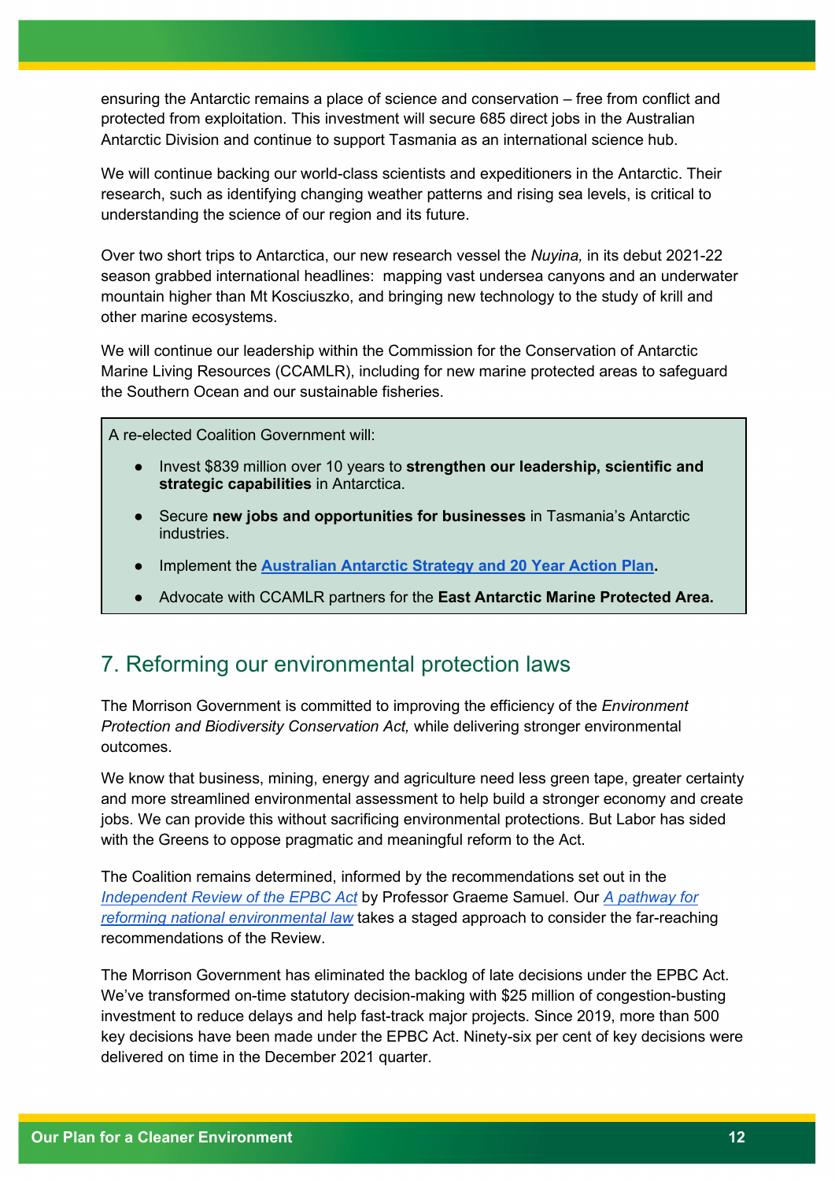ensuring the Antarctic remains a place of science and conservation – free from conflict and protected from exploitation. This investment will secure 685 direct jobs in the Australian Antarctic Division and continue to support Tasmania as an international science hub.

We will continue backing our world-class scientists and expeditioners in the Antarctic. Their research, such as identifying changing weather patterns and rising sea levels, is critical to understanding the science of our region and its future.

Over two short trips to Antarctica, our new research vessel the *Nuyina,* in its debut 2021-22 season grabbed international headlines: mapping vast undersea canyons and an underwater mountain higher than Mt Kosciuszko, and bringing new technology to the study of krill and other marine ecosystems.

We will continue our leadership within the Commission for the Conservation of Antarctic Marine Living Resources (CCAMLR), including for new marine protected areas to safeguard the Southern Ocean and our sustainable fisheries.

> A re-elected Coalition Government will:
>
> - Invest $839 million over 10 years to **strengthen our leadership, scientific and strategic capabilities** in Antarctica.
> - Secure **new jobs and opportunities for businesses** in Tasmania's Antarctic industries.
> - Implement the **[Australian Antarctic Strategy and 20 Year Action Plan](#)**.
> - Advocate with CCAMLR partners for the **East Antarctic Marine Protected Area.**

## 7. Reforming our environmental protection laws

The Morrison Government is committed to improving the efficiency of the *Environment Protection and Biodiversity Conservation Act,* while delivering stronger environmental outcomes.

We know that business, mining, energy and agriculture need less green tape, greater certainty and more streamlined environmental assessment to help build a stronger economy and create jobs. We can provide this without sacrificing environmental protections. But Labor has sided with the Greens to oppose pragmatic and meaningful reform to the Act.

The Coalition remains determined, informed by the recommendations set out in the *Independent Review of the EPBC Act* by Professor Graeme Samuel. Our *A pathway for reforming national environmental law* takes a staged approach to consider the far-reaching recommendations of the Review.

The Morrison Government has eliminated the backlog of late decisions under the EPBC Act. We've transformed on-time statutory decision-making with $25 million of congestion-busting investment to reduce delays and help fast-track major projects. Since 2019, more than 500 key decisions have been made under the EPBC Act. Ninety-six per cent of key decisions were delivered on time in the December 2021 quarter.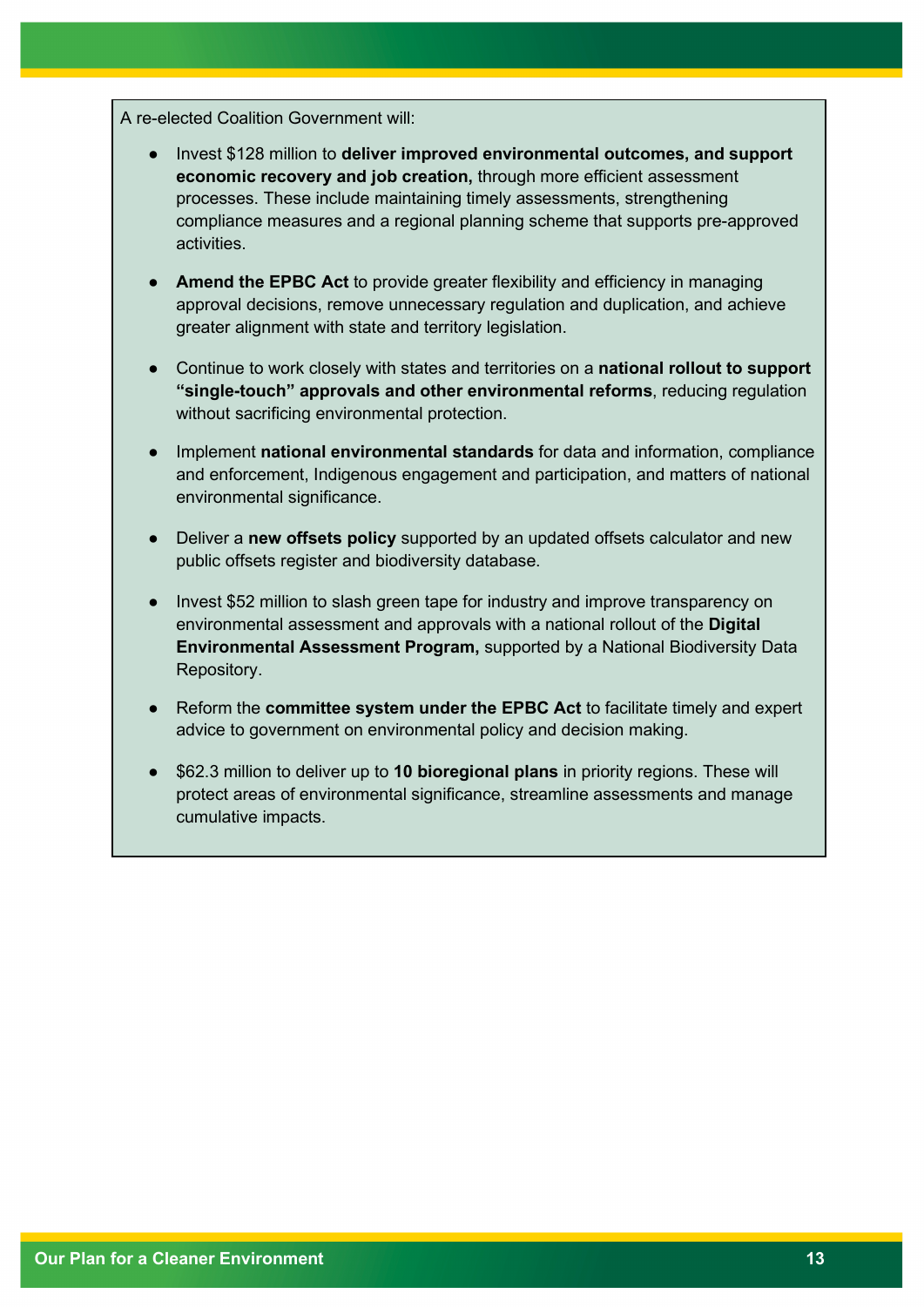A re-elected Coalition Government will:

- Invest $128 million to **deliver improved environmental outcomes, and support economic recovery and job creation,** through more efficient assessment processes. These include maintaining timely assessments, strengthening compliance measures and a regional planning scheme that supports pre-approved activities.

- **Amend the EPBC Act** to provide greater flexibility and efficiency in managing approval decisions, remove unnecessary regulation and duplication, and achieve greater alignment with state and territory legislation.

- Continue to work closely with states and territories on a **national rollout to support "single-touch" approvals and other environmental reforms**, reducing regulation without sacrificing environmental protection.

- Implement **national environmental standards** for data and information, compliance and enforcement, Indigenous engagement and participation, and matters of national environmental significance.

- Deliver a **new offsets policy** supported by an updated offsets calculator and new public offsets register and biodiversity database.

- Invest $52 million to slash green tape for industry and improve transparency on environmental assessment and approvals with a national rollout of the **Digital Environmental Assessment Program,** supported by a National Biodiversity Data Repository.

- Reform the **committee system under the EPBC Act** to facilitate timely and expert advice to government on environmental policy and decision making.

- $62.3 million to deliver up to **10 bioregional plans** in priority regions. These will protect areas of environmental significance, streamline assessments and manage cumulative impacts.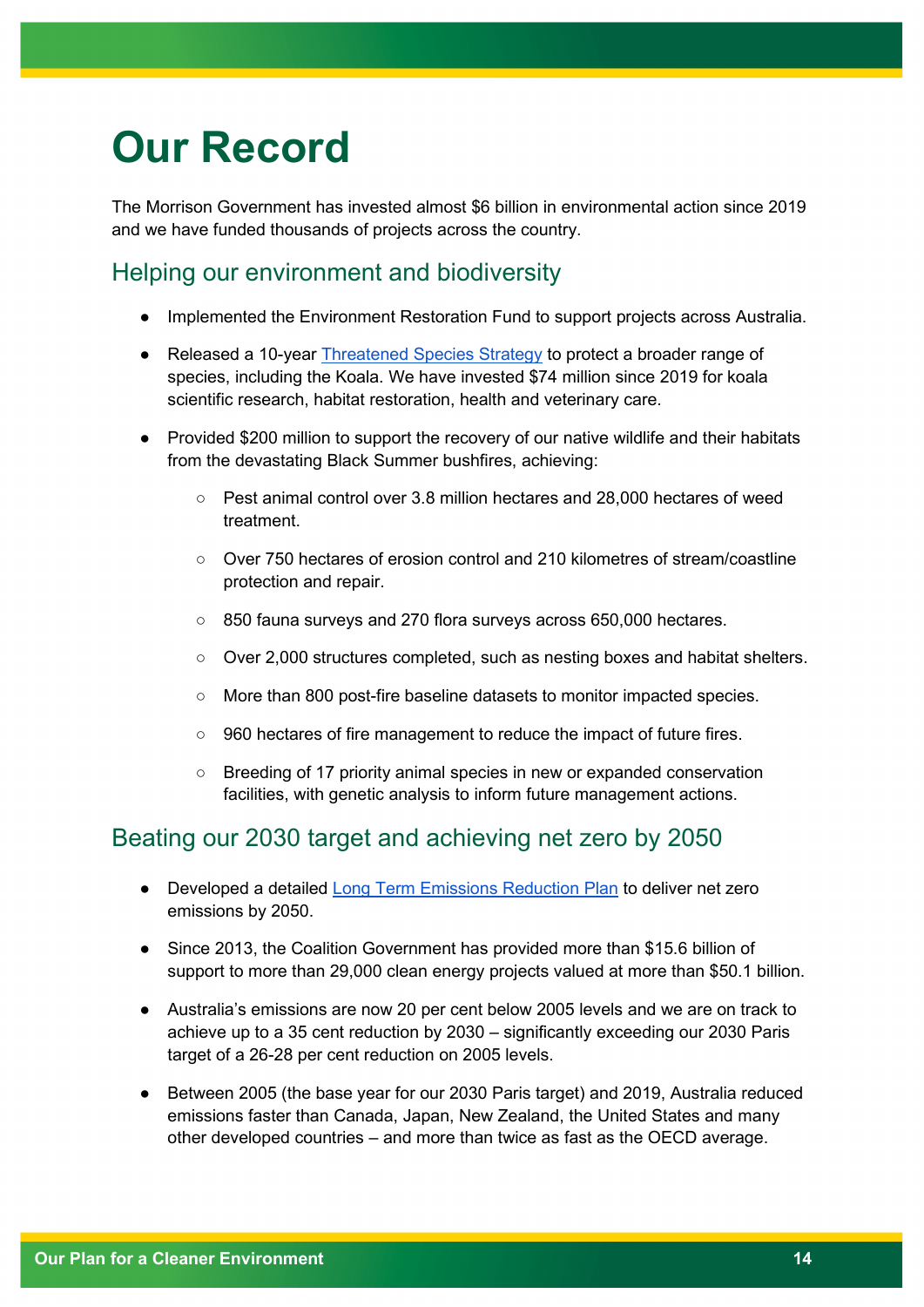# Our Record

The Morrison Government has invested almost $6 billion in environmental action since 2019 and we have funded thousands of projects across the country.

## Helping our environment and biodiversity

- Implemented the Environment Restoration Fund to support projects across Australia.
- Released a 10-year Threatened Species Strategy to protect a broader range of species, including the Koala. We have invested $74 million since 2019 for koala scientific research, habitat restoration, health and veterinary care.
- Provided $200 million to support the recovery of our native wildlife and their habitats from the devastating Black Summer bushfires, achieving:
    - Pest animal control over 3.8 million hectares and 28,000 hectares of weed treatment.
    - Over 750 hectares of erosion control and 210 kilometres of stream/coastline protection and repair.
    - 850 fauna surveys and 270 flora surveys across 650,000 hectares.
    - Over 2,000 structures completed, such as nesting boxes and habitat shelters.
    - More than 800 post-fire baseline datasets to monitor impacted species.
    - 960 hectares of fire management to reduce the impact of future fires.
    - Breeding of 17 priority animal species in new or expanded conservation facilities, with genetic analysis to inform future management actions.

## Beating our 2030 target and achieving net zero by 2050

- Developed a detailed Long Term Emissions Reduction Plan to deliver net zero emissions by 2050.
- Since 2013, the Coalition Government has provided more than $15.6 billion of support to more than 29,000 clean energy projects valued at more than $50.1 billion.
- Australia's emissions are now 20 per cent below 2005 levels and we are on track to achieve up to a 35 cent reduction by 2030 – significantly exceeding our 2030 Paris target of a 26-28 per cent reduction on 2005 levels.
- Between 2005 (the base year for our 2030 Paris target) and 2019, Australia reduced emissions faster than Canada, Japan, New Zealand, the United States and many other developed countries – and more than twice as fast as the OECD average.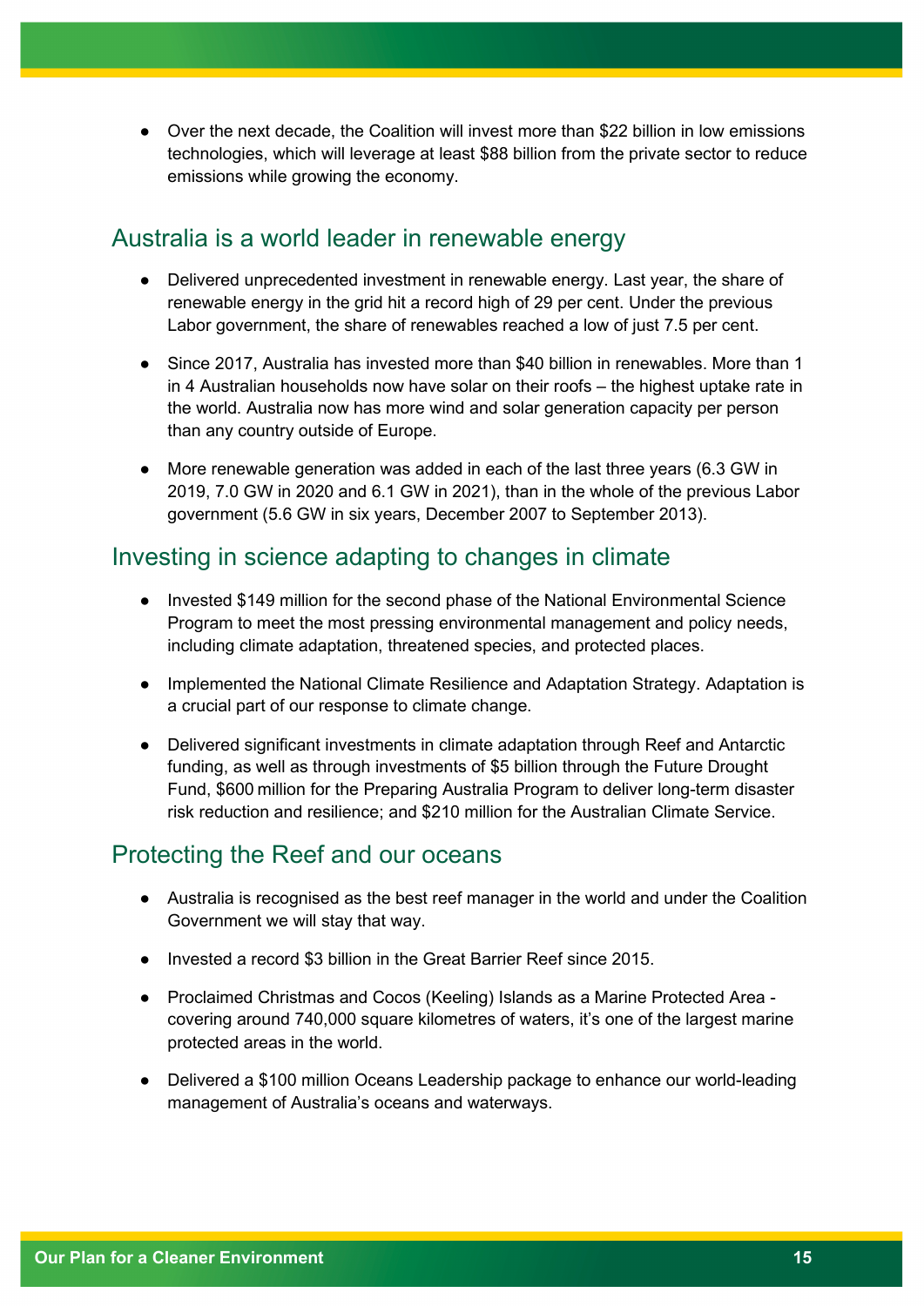- Over the next decade, the Coalition will invest more than $22 billion in low emissions technologies, which will leverage at least $88 billion from the private sector to reduce emissions while growing the economy.

## Australia is a world leader in renewable energy

- Delivered unprecedented investment in renewable energy. Last year, the share of renewable energy in the grid hit a record high of 29 per cent. Under the previous Labor government, the share of renewables reached a low of just 7.5 per cent.
- Since 2017, Australia has invested more than $40 billion in renewables. More than 1 in 4 Australian households now have solar on their roofs – the highest uptake rate in the world. Australia now has more wind and solar generation capacity per person than any country outside of Europe.
- More renewable generation was added in each of the last three years (6.3 GW in 2019, 7.0 GW in 2020 and 6.1 GW in 2021), than in the whole of the previous Labor government (5.6 GW in six years, December 2007 to September 2013).

## Investing in science adapting to changes in climate

- Invested $149 million for the second phase of the National Environmental Science Program to meet the most pressing environmental management and policy needs, including climate adaptation, threatened species, and protected places.
- Implemented the National Climate Resilience and Adaptation Strategy. Adaptation is a crucial part of our response to climate change.
- Delivered significant investments in climate adaptation through Reef and Antarctic funding, as well as through investments of $5 billion through the Future Drought Fund, $600 million for the Preparing Australia Program to deliver long-term disaster risk reduction and resilience; and $210 million for the Australian Climate Service.

## Protecting the Reef and our oceans

- Australia is recognised as the best reef manager in the world and under the Coalition Government we will stay that way.
- Invested a record $3 billion in the Great Barrier Reef since 2015.
- Proclaimed Christmas and Cocos (Keeling) Islands as a Marine Protected Area - covering around 740,000 square kilometres of waters, it's one of the largest marine protected areas in the world.
- Delivered a $100 million Oceans Leadership package to enhance our world-leading management of Australia's oceans and waterways.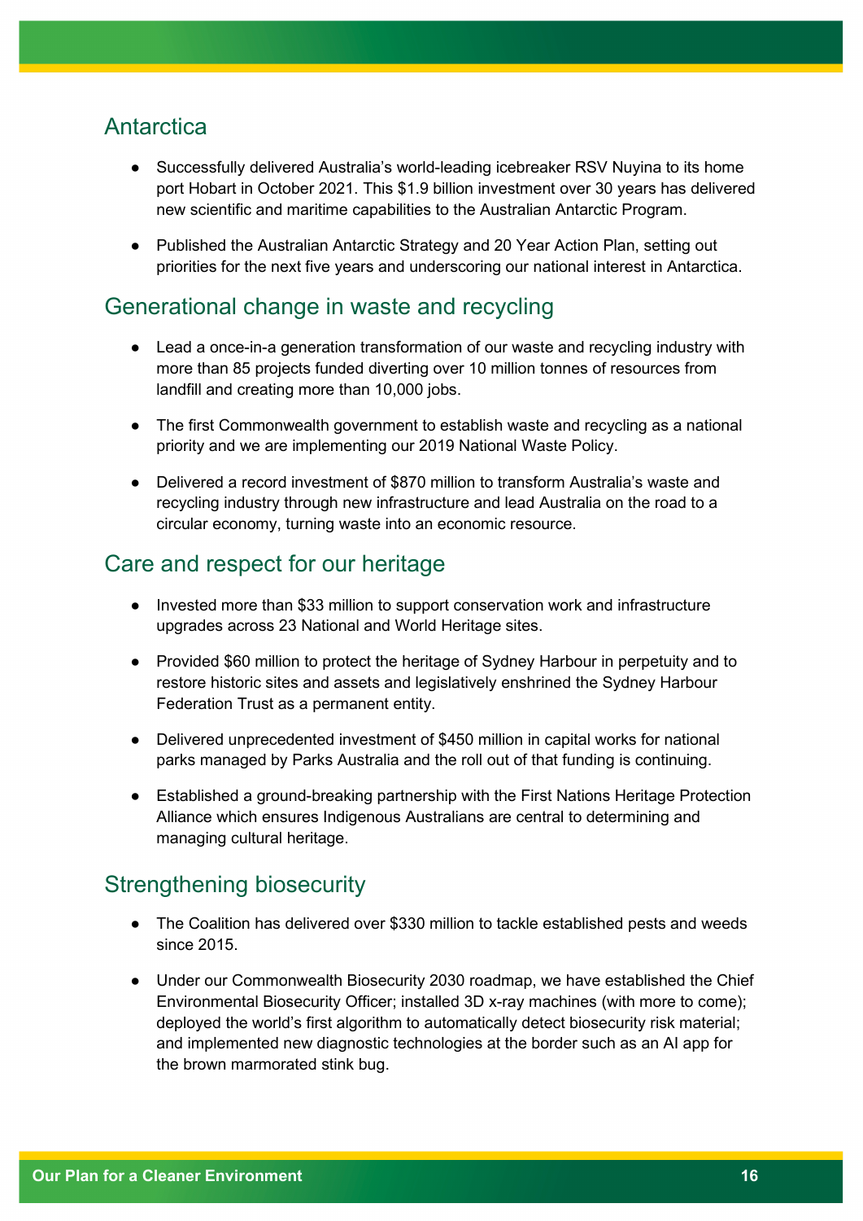## Antarctica

- Successfully delivered Australia's world-leading icebreaker RSV Nuyina to its home port Hobart in October 2021. This $1.9 billion investment over 30 years has delivered new scientific and maritime capabilities to the Australian Antarctic Program.
- Published the Australian Antarctic Strategy and 20 Year Action Plan, setting out priorities for the next five years and underscoring our national interest in Antarctica.

## Generational change in waste and recycling

- Lead a once-in-a generation transformation of our waste and recycling industry with more than 85 projects funded diverting over 10 million tonnes of resources from landfill and creating more than 10,000 jobs.
- The first Commonwealth government to establish waste and recycling as a national priority and we are implementing our 2019 National Waste Policy.
- Delivered a record investment of $870 million to transform Australia's waste and recycling industry through new infrastructure and lead Australia on the road to a circular economy, turning waste into an economic resource.

## Care and respect for our heritage

- Invested more than $33 million to support conservation work and infrastructure upgrades across 23 National and World Heritage sites.
- Provided $60 million to protect the heritage of Sydney Harbour in perpetuity and to restore historic sites and assets and legislatively enshrined the Sydney Harbour Federation Trust as a permanent entity.
- Delivered unprecedented investment of $450 million in capital works for national parks managed by Parks Australia and the roll out of that funding is continuing.
- Established a ground-breaking partnership with the First Nations Heritage Protection Alliance which ensures Indigenous Australians are central to determining and managing cultural heritage.

## Strengthening biosecurity

- The Coalition has delivered over $330 million to tackle established pests and weeds since 2015.
- Under our Commonwealth Biosecurity 2030 roadmap, we have established the Chief Environmental Biosecurity Officer; installed 3D x-ray machines (with more to come); deployed the world's first algorithm to automatically detect biosecurity risk material; and implemented new diagnostic technologies at the border such as an AI app for the brown marmorated stink bug.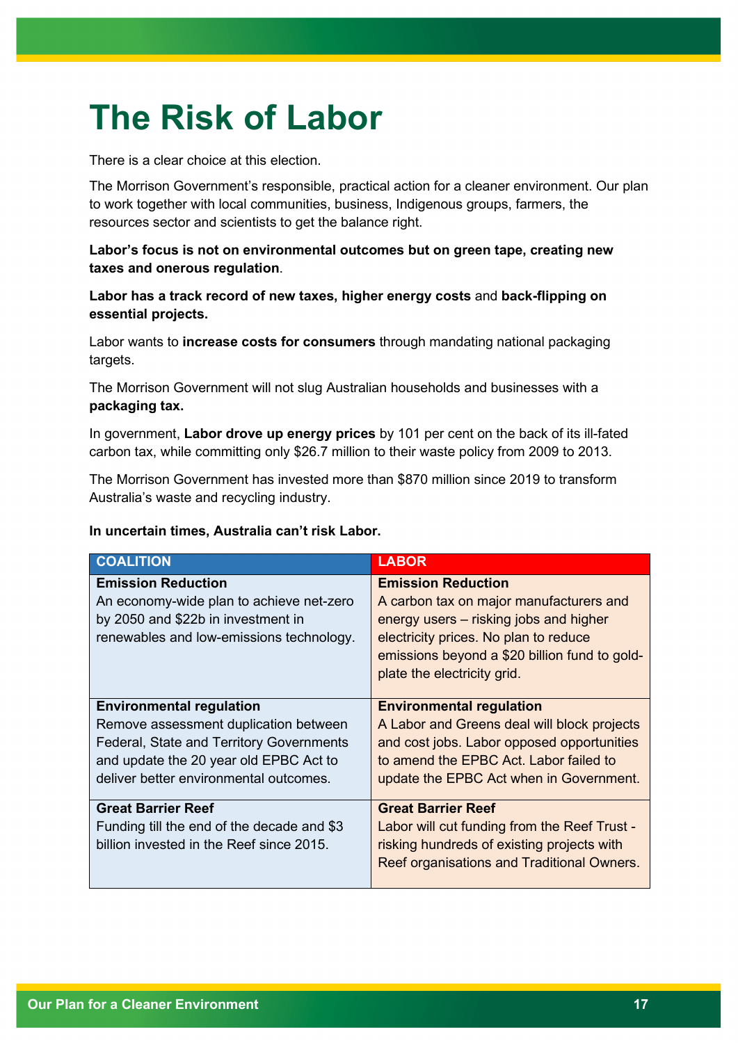# The Risk of Labor

There is a clear choice at this election.

The Morrison Government's responsible, practical action for a cleaner environment. Our plan to work together with local communities, business, Indigenous groups, farmers, the resources sector and scientists to get the balance right.

**Labor's focus is not on environmental outcomes but on green tape, creating new taxes and onerous regulation**.

**Labor has a track record of new taxes, higher energy costs** and **back-flipping on essential projects.**

Labor wants to **increase costs for consumers** through mandating national packaging targets.

The Morrison Government will not slug Australian households and businesses with a **packaging tax.**

In government, **Labor drove up energy prices** by 101 per cent on the back of its ill-fated carbon tax, while committing only $26.7 million to their waste policy from 2009 to 2013.

The Morrison Government has invested more than $870 million since 2019 to transform Australia's waste and recycling industry.

**In uncertain times, Australia can't risk Labor.**

| COALITION | LABOR |
|---|---|
| **Emission Reduction**<br>An economy-wide plan to achieve net-zero by 2050 and $22b in investment in renewables and low-emissions technology. | **Emission Reduction**<br>A carbon tax on major manufacturers and energy users – risking jobs and higher electricity prices. No plan to reduce emissions beyond a $20 billion fund to gold-plate the electricity grid. |
| **Environmental regulation**<br>Remove assessment duplication between Federal, State and Territory Governments and update the 20 year old EPBC Act to deliver better environmental outcomes. | **Environmental regulation**<br>A Labor and Greens deal will block projects and cost jobs. Labor opposed opportunities to amend the EPBC Act. Labor failed to update the EPBC Act when in Government. |
| **Great Barrier Reef**<br>Funding till the end of the decade and $3 billion invested in the Reef since 2015. | **Great Barrier Reef**<br>Labor will cut funding from the Reef Trust - risking hundreds of existing projects with Reef organisations and Traditional Owners. |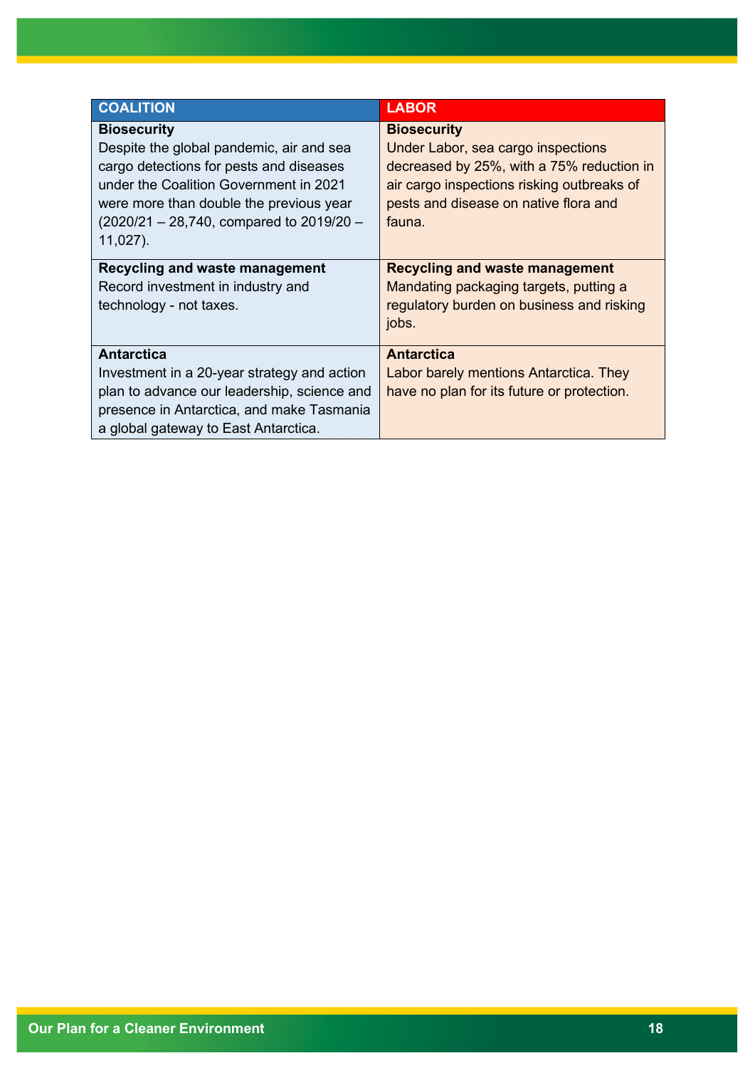| COALITION | LABOR |
|---|---|
| **Biosecurity**<br>Despite the global pandemic, air and sea cargo detections for pests and diseases under the Coalition Government in 2021 were more than double the previous year (2020/21 – 28,740, compared to 2019/20 – 11,027). | **Biosecurity**<br>Under Labor, sea cargo inspections decreased by 25%, with a 75% reduction in air cargo inspections risking outbreaks of pests and disease on native flora and fauna. |
| **Recycling and waste management**<br>Record investment in industry and technology - not taxes. | **Recycling and waste management**<br>Mandating packaging targets, putting a regulatory burden on business and risking jobs. |
| **Antarctica**<br>Investment in a 20-year strategy and action plan to advance our leadership, science and presence in Antarctica, and make Tasmania a global gateway to East Antarctica. | **Antarctica**<br>Labor barely mentions Antarctica. They have no plan for its future or protection. |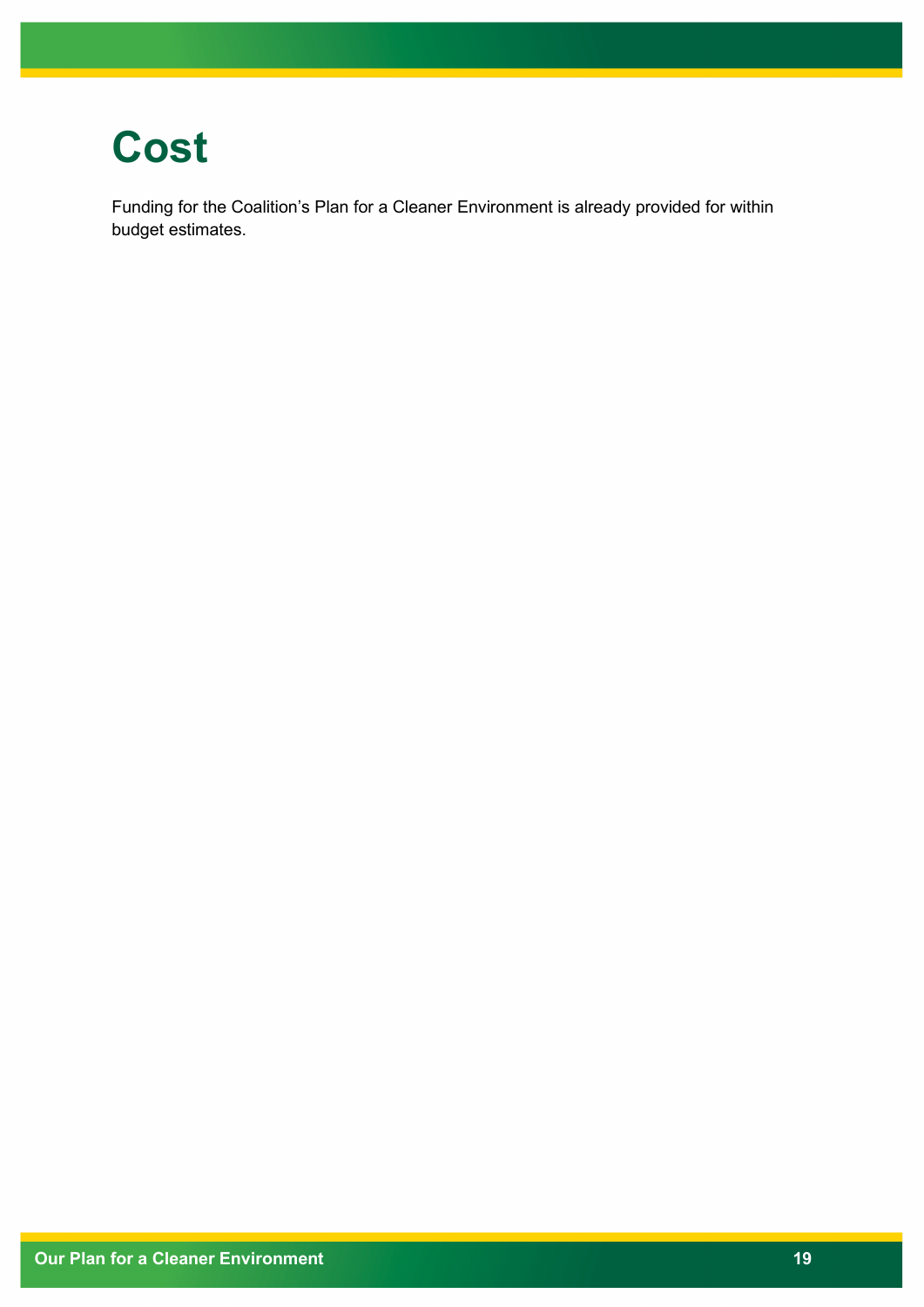# Cost

Funding for the Coalition’s Plan for a Cleaner Environment is already provided for within budget estimates.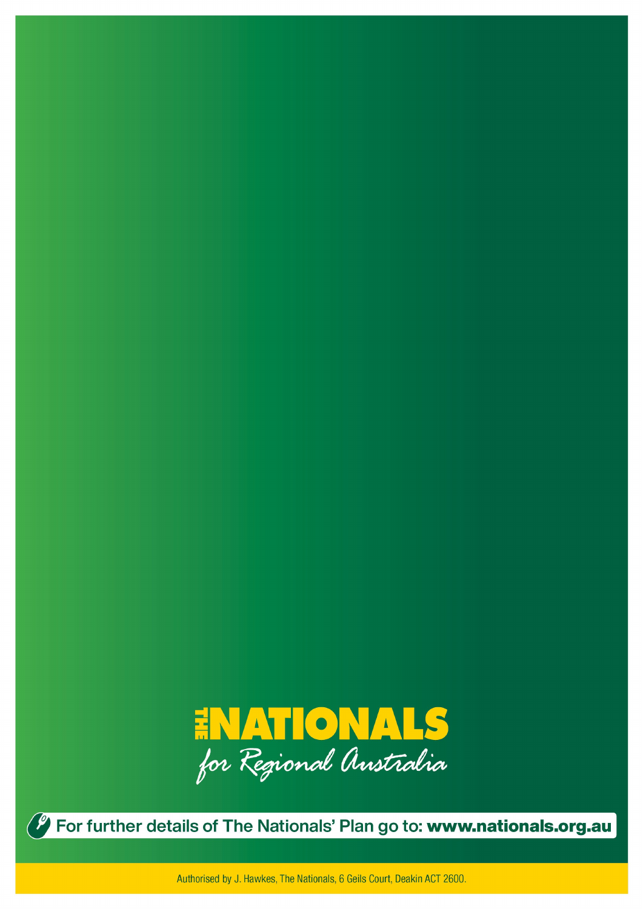THE NATIONALS

*for Regional Australia*

For further details of The Nationals' Plan go to: **www.nationals.org.au**

Authorised by J. Hawkes, The Nationals, 6 Geils Court, Deakin ACT 2600.